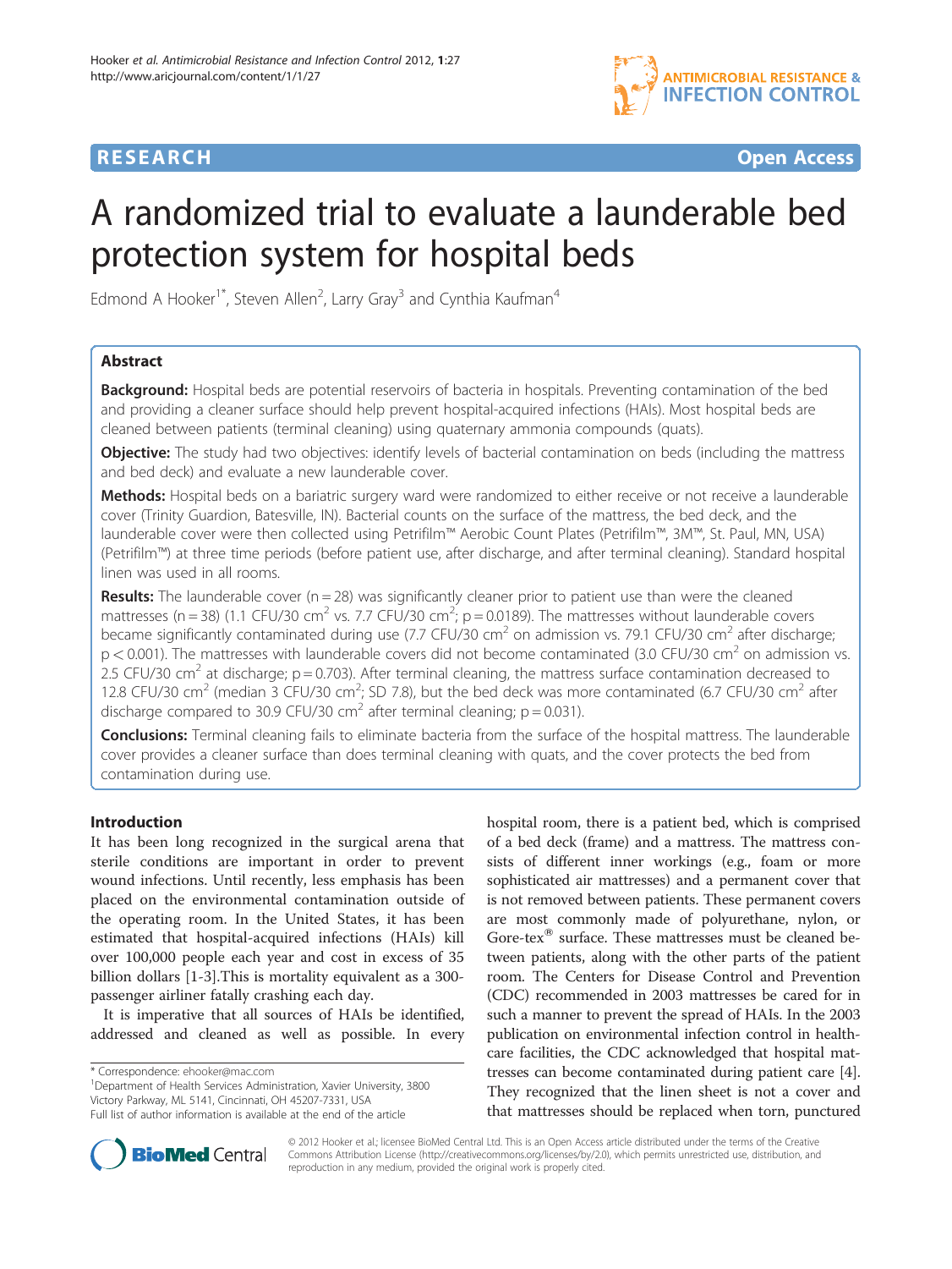**RESEARCH** **Open Access**

# A randomized trial to evaluate a launderable bed protection system for hospital beds

Edmond A Hooker[1*], Steven Allen[2], Larry Gray[3] and Cynthia Kaufman[4]

## Abstract

**Background:** Hospital beds are potential reservoirs of bacteria in hospitals. Preventing contamination of the bed and providing a cleaner surface should help prevent hospital-acquired infections (HAIs). Most hospital beds are cleaned between patients (terminal cleaning) using quaternary ammonia compounds (quats).

**Objective:** The study had two objectives: identify levels of bacterial contamination on beds (including the mattress and bed deck) and evaluate a new launderable cover.

**Methods:** Hospital beds on a bariatric surgery ward were randomized to either receive or not receive a launderable cover (Trinity Guardion, Batesville, IN). Bacterial counts on the surface of the mattress, the bed deck, and the launderable cover were then collected using Petrifilm™ Aerobic Count Plates (Petrifilm™, 3M™, St. Paul, MN, USA) (Petrifilm™) at three time periods (before patient use, after discharge, and after terminal cleaning). Standard hospital linen was used in all rooms.

**Results:** The launderable cover (n = 28) was significantly cleaner prior to patient use than were the cleaned mattresses (n = 38) (1.1 CFU/30 cm$^2$ vs. 7.7 CFU/30 cm$^2$; p = 0.0189). The mattresses without launderable covers became significantly contaminated during use (7.7 CFU/30 cm$^2$ on admission vs. 79.1 CFU/30 cm$^2$ after discharge; p < 0.001). The mattresses with launderable covers did not become contaminated (3.0 CFU/30 cm$^2$ on admission vs. 2.5 CFU/30 cm$^2$ at discharge; p = 0.703). After terminal cleaning, the mattress surface contamination decreased to 12.8 CFU/30 cm$^2$ (median 3 CFU/30 cm$^2$; SD 7.8), but the bed deck was more contaminated (6.7 CFU/30 cm$^2$ after discharge compared to 30.9 CFU/30 cm$^2$ after terminal cleaning; p = 0.031).

**Conclusions:** Terminal cleaning fails to eliminate bacteria from the surface of the hospital mattress. The launderable cover provides a cleaner surface than does terminal cleaning with quats, and the cover protects the bed from contamination during use.

## Introduction

It has been long recognized in the surgical arena that sterile conditions are important in order to prevent wound infections. Until recently, less emphasis has been placed on the environmental contamination outside of the operating room. In the United States, it has been estimated that hospital-acquired infections (HAIs) kill over 100,000 people each year and cost in excess of 35 billion dollars [1-3].This is mortality equivalent as a 300-passenger airliner fatally crashing each day.

It is imperative that all sources of HAIs be identified, addressed and cleaned as well as possible. In every hospital room, there is a patient bed, which is comprised of a bed deck (frame) and a mattress. The mattress consists of different inner workings (e.g., foam or more sophisticated air mattresses) and a permanent cover that is not removed between patients. These permanent covers are most commonly made of polyurethane, nylon, or Gore-tex® surface. These mattresses must be cleaned between patients, along with the other parts of the patient room. The Centers for Disease Control and Prevention (CDC) recommended in 2003 mattresses be cared for in such a manner to prevent the spread of HAIs. In the 2003 publication on environmental infection control in healthcare facilities, the CDC acknowledged that hospital mattresses can become contaminated during patient care [4]. They recognized that the linen sheet is not a cover and that mattresses should be replaced when torn, punctured

* Correspondence: ehooker@mac.com
[1]Department of Health Services Administration, Xavier University, 3800 Victory Parkway, ML 5141, Cincinnati, OH 45207-7331, USA
Full list of author information is available at the end of the article

© 2012 Hooker et al.; licensee BioMed Central Ltd. This is an Open Access article distributed under the terms of the Creative Commons Attribution License (http://creativecommons.org/licenses/by/2.0), which permits unrestricted use, distribution, and reproduction in any medium, provided the original work is properly cited.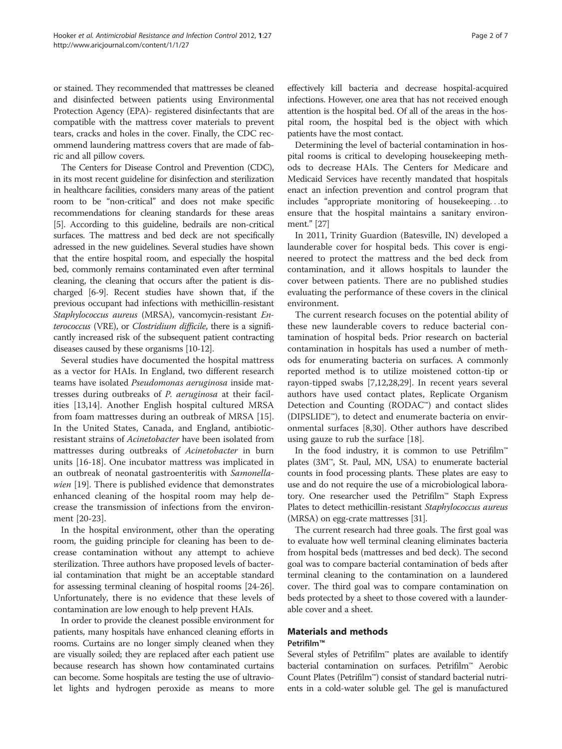or stained. They recommended that mattresses be cleaned and disinfected between patients using Environmental Protection Agency (EPA)- registered disinfectants that are compatible with the mattress cover materials to prevent tears, cracks and holes in the cover. Finally, the CDC recommend laundering mattress covers that are made of fabric and all pillow covers.

The Centers for Disease Control and Prevention (CDC), in its most recent guideline for disinfection and sterilization in healthcare facilities, considers many areas of the patient room to be "non-critical" and does not make specific recommendations for cleaning standards for these areas [5]. According to this guideline, bedrails are non-critical surfaces. The mattress and bed deck are not specifically adressed in the new guidelines. Several studies have shown that the entire hospital room, and especially the hospital bed, commonly remains contaminated even after terminal cleaning, the cleaning that occurs after the patient is discharged [6-9]. Recent studies have shown that, if the previous occupant had infections with methicillin-resistant *Staphylococcus aureus* (MRSA), vancomycin-resistant *Enterococcus* (VRE), or *Clostridium difficile*, there is a significantly increased risk of the subsequent patient contracting diseases caused by these organisms [10-12].

Several studies have documented the hospital mattress as a vector for HAIs. In England, two different research teams have isolated *Pseudomonas aeruginosa* inside mattresses during outbreaks of *P. aeruginosa* at their facilities [13,14]. Another English hospital cultured MRSA from foam mattresses during an outbreak of MRSA [15]. In the United States, Canada, and England, antibiotic-resistant strains of *Acinetobacter* have been isolated from mattresses during outbreaks of *Acinetobacter* in burn units [16-18]. One incubator mattress was implicated in an outbreak of neonatal gastroenteritis with *Samonellawien* [19]. There is published evidence that demonstrates enhanced cleaning of the hospital room may help decrease the transmission of infections from the environment [20-23].

In the hospital environment, other than the operating room, the guiding principle for cleaning has been to decrease contamination without any attempt to achieve sterilization. Three authors have proposed levels of bacterial contamination that might be an acceptable standard for assessing terminal cleaning of hospital rooms [24-26]. Unfortunately, there is no evidence that these levels of contamination are low enough to help prevent HAIs.

In order to provide the cleanest possible environment for patients, many hospitals have enhanced cleaning efforts in rooms. Curtains are no longer simply cleaned when they are visually soiled; they are replaced after each patient use because research has shown how contaminated curtains can become. Some hospitals are testing the use of ultraviolet lights and hydrogen peroxide as means to more effectively kill bacteria and decrease hospital-acquired infections. However, one area that has not received enough attention is the hospital bed. Of all of the areas in the hospital room, the hospital bed is the object with which patients have the most contact.

Determining the level of bacterial contamination in hospital rooms is critical to developing housekeeping methods to decrease HAIs. The Centers for Medicare and Medicaid Services have recently mandated that hospitals enact an infection prevention and control program that includes "appropriate monitoring of housekeeping…to ensure that the hospital maintains a sanitary environment." [27]

In 2011, Trinity Guardion (Batesville, IN) developed a launderable cover for hospital beds. This cover is engineered to protect the mattress and the bed deck from contamination, and it allows hospitals to launder the cover between patients. There are no published studies evaluating the performance of these covers in the clinical environment.

The current research focuses on the potential ability of these new launderable covers to reduce bacterial contamination of hospital beds. Prior research on bacterial contamination in hospitals has used a number of methods for enumerating bacteria on surfaces. A commonly reported method is to utilize moistened cotton-tip or rayon-tipped swabs [7,12,28,29]. In recent years several authors have used contact plates, Replicate Organism Detection and Counting (RODAC™) and contact slides (DIPSLIDE™), to detect and enumerate bacteria on environmental surfaces [8,30]. Other authors have described using gauze to rub the surface [18].

In the food industry, it is common to use Petrifilm™ plates (3M™, St. Paul, MN, USA) to enumerate bacterial counts in food processing plants. These plates are easy to use and do not require the use of a microbiological laboratory. One researcher used the Petrifilm™ Staph Express Plates to detect methicillin-resistant *Staphylococcus aureus* (MRSA) on egg-crate mattresses [31].

The current research had three goals. The first goal was to evaluate how well terminal cleaning eliminates bacteria from hospital beds (mattresses and bed deck). The second goal was to compare bacterial contamination of beds after terminal cleaning to the contamination on a laundered cover. The third goal was to compare contamination on beds protected by a sheet to those covered with a launderable cover and a sheet.

## Materials and methods

### Petrifilm™

Several styles of Petrifilm™ plates are available to identify bacterial contamination on surfaces. Petrifilm™ Aerobic Count Plates (Petrifilm™) consist of standard bacterial nutrients in a cold-water soluble gel. The gel is manufactured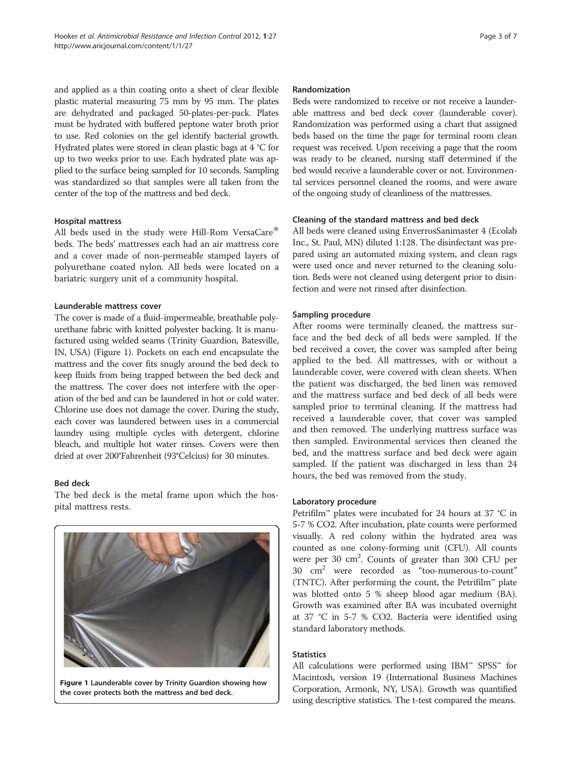and applied as a thin coating onto a sheet of clear flexible plastic material measuring 75 mm by 95 mm. The plates are dehydrated and packaged 50-plates-per-pack. Plates must be hydrated with buffered peptone water broth prior to use. Red colonies on the gel identify bacterial growth. Hydrated plates were stored in clean plastic bags at 4 °C for up to two weeks prior to use. Each hydrated plate was applied to the surface being sampled for 10 seconds. Sampling was standardized so that samples were all taken from the center of the top of the mattress and bed deck.

### Hospital mattress

All beds used in the study were Hill-Rom VersaCare® beds. The beds' mattresses each had an air mattress core and a cover made of non-permeable stamped layers of polyurethane coated nylon. All beds were located on a bariatric surgery unit of a community hospital.

### Launderable mattress cover

The cover is made of a fluid-impermeable, breathable polyurethane fabric with knitted polyester backing. It is manufactured using welded seams (Trinity Guardion, Batesville, IN, USA) (Figure 1). Pockets on each end encapsulate the mattress and the cover fits snugly around the bed deck to keep fluids from being trapped between the bed deck and the mattress. The cover does not interfere with the operation of the bed and can be laundered in hot or cold water. Chlorine use does not damage the cover. During the study, each cover was laundered between uses in a commercial laundry using multiple cycles with detergent, chlorine bleach, and multiple hot water rinses. Covers were then dried at over 200°Fahrenheit (93°Celcius) for 30 minutes.

### Bed deck

The bed deck is the metal frame upon which the hospital mattress rests.

**Figure 1 Launderable cover by Trinity Guardion showing how the cover protects both the mattress and bed deck.**

### Randomization

Beds were randomized to receive or not receive a launderable mattress and bed deck cover (launderable cover). Randomization was performed using a chart that assigned beds based on the time the page for terminal room clean request was received. Upon receiving a page that the room was ready to be cleaned, nursing staff determined if the bed would receive a launderable cover or not. Environmental services personnel cleaned the rooms, and were aware of the ongoing study of cleanliness of the mattresses.

### Cleaning of the standard mattress and bed deck

All beds were cleaned using EnverrosSanimaster 4 (Ecolab Inc., St. Paul, MN) diluted 1:128. The disinfectant was prepared using an automated mixing system, and clean rags were used once and never returned to the cleaning solution. Beds were not cleaned using detergent prior to disinfection and were not rinsed after disinfection.

### Sampling procedure

After rooms were terminally cleaned, the mattress surface and the bed deck of all beds were sampled. If the bed received a cover, the cover was sampled after being applied to the bed. All mattresses, with or without a launderable cover, were covered with clean sheets. When the patient was discharged, the bed linen was removed and the mattress surface and bed deck of all beds were sampled prior to terminal cleaning. If the mattress had received a launderable cover, that cover was sampled and then removed. The underlying mattress surface was then sampled. Environmental services then cleaned the bed, and the mattress surface and bed deck were again sampled. If the patient was discharged in less than 24 hours, the bed was removed from the study.

### Laboratory procedure

Petrifilm™ plates were incubated for 24 hours at 37 °C in 5-7 % CO2. After incubation, plate counts were performed visually. A red colony within the hydrated area was counted as one colony-forming unit (CFU). All counts were per 30 cm$^2$. Counts of greater than 300 CFU per 30 cm$^2$ were recorded as "too-numerous-to-count" (TNTC). After performing the count, the Petrifilm™ plate was blotted onto 5 % sheep blood agar medium (BA). Growth was examined after BA was incubated overnight at 37 °C in 5-7 % CO2. Bacteria were identified using standard laboratory methods.

### Statistics

All calculations were performed using IBM™ SPSS™ for Macintosh, version 19 (International Business Machines Corporation, Armonk, NY, USA). Growth was quantified using descriptive statistics. The t-test compared the means.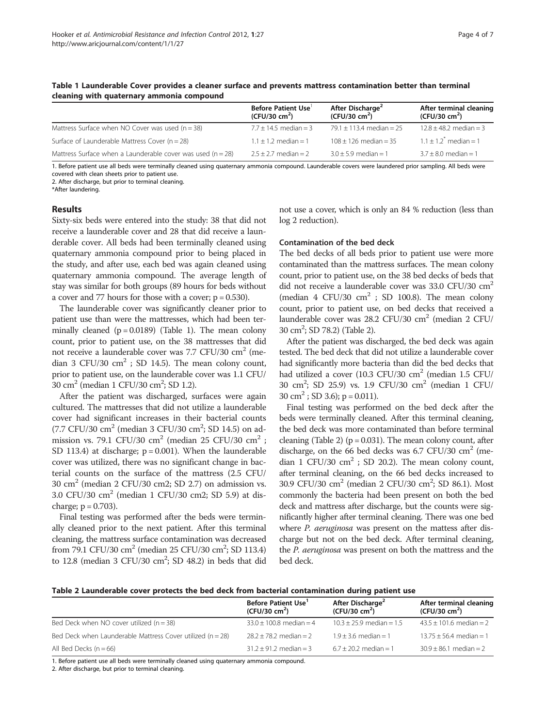**Table 1 Launderable Cover provides a cleaner surface and prevents mattress contamination better than terminal cleaning with quaternary ammonia compound**

| | Before Patient Use[1] (CFU/30 $cm^2$) | After Discharge[2] (CFU/30 $cm^2$) | After terminal cleaning (CFU/30 $cm^2$) |
|---|---|---|---|
| Mattress Surface when NO Cover was used (n = 38) | 7.7 ± 14.5 median = 3 | 79.1 ± 113.4 median = 25 | 12.8 ± 48.2 median = 3 |
| Surface of Launderable Mattress Cover (n = 28) | 1.1 ± 1.2 median = 1 | 108 ± 126 median = 35 | 1.1 ± 1.2* median = 1 |
| Mattress Surface when a Launderable cover was used (n = 28) | 2.5 ± 2.7 median = 2 | 3.0 ± 5.9 median = 1 | 3.7 ± 8.0 median = 1 |

1. Before patient use all beds were terminally cleaned using quaternary ammonia compound. Launderable covers were laundered prior sampling. All beds were covered with clean sheets prior to patient use.
2. After discharge, but prior to terminal cleaning.
*After laundering.

## Results

Sixty-six beds were entered into the study: 38 that did not receive a launderable cover and 28 that did receive a launderable cover. All beds had been terminally cleaned using quaternary ammonia compound prior to being placed in the study, and after use, each bed was again cleaned using quaternary ammonia compound. The average length of stay was similar for both groups (89 hours for beds without a cover and 77 hours for those with a cover; p = 0.530).

The launderable cover was significantly cleaner prior to patient use than were the mattresses, which had been terminally cleaned (p = 0.0189) (Table 1). The mean colony count, prior to patient use, on the 38 mattresses that did not receive a launderable cover was 7.7 CFU/30 $cm^2$ (median 3 CFU/30 $cm^2$ ; SD 14.5). The mean colony count, prior to patient use, on the launderable cover was 1.1 CFU/30 $cm^2$ (median 1 CFU/30 $cm^2$; SD 1.2).

After the patient was discharged, surfaces were again cultured. The mattresses that did not utilize a launderable cover had significant increases in their bacterial counts (7.7 CFU/30 $cm^2$ (median 3 CFU/30 $cm^2$; SD 14.5) on admission vs. 79.1 CFU/30 $cm^2$ (median 25 CFU/30 $cm^2$ ; SD 113.4) at discharge; p = 0.001). When the launderable cover was utilized, there was no significant change in bacterial counts on the surface of the mattress (2.5 CFU/30 $cm^2$ (median 2 CFU/30 cm2; SD 2.7) on admission vs. 3.0 CFU/30 $cm^2$ (median 1 CFU/30 cm2; SD 5.9) at discharge; p = 0.703).

Final testing was performed after the beds were terminally cleaned prior to the next patient. After this terminal cleaning, the mattress surface contamination was decreased from 79.1 CFU/30 $cm^2$ (median 25 CFU/30 $cm^2$; SD 113.4) to 12.8 (median 3 CFU/30 $cm^2$; SD 48.2) in beds that did not use a cover, which is only an 84 % reduction (less than log 2 reduction).

### Contamination of the bed deck

The bed decks of all beds prior to patient use were more contaminated than the mattress surfaces. The mean colony count, prior to patient use, on the 38 bed decks of beds that did not receive a launderable cover was 33.0 CFU/30 $cm^2$ (median 4 CFU/30 $cm^2$ ; SD 100.8). The mean colony count, prior to patient use, on bed decks that received a launderable cover was 28.2 CFU/30 $cm^2$ (median 2 CFU/30 $cm^2$; SD 78.2) (Table 2).

After the patient was discharged, the bed deck was again tested. The bed deck that did not utilize a launderable cover had significantly more bacteria than did the bed decks that had utilized a cover (10.3 CFU/30 $cm^2$ (median 1.5 CFU/30 $cm^2$; SD 25.9) vs. 1.9 CFU/30 $cm^2$ (median 1 CFU/30 $cm^2$ ; SD 3.6); p = 0.011).

Final testing was performed on the bed deck after the beds were terminally cleaned. After this terminal cleaning, the bed deck was more contaminated than before terminal cleaning (Table 2) (p = 0.031). The mean colony count, after discharge, on the 66 bed decks was 6.7 CFU/30 $cm^2$ (median 1 CFU/30 $cm^2$ ; SD 20.2). The mean colony count, after terminal cleaning, on the 66 bed decks increased to 30.9 CFU/30 $cm^2$ (median 2 CFU/30 $cm^2$; SD 86.1). Most commonly the bacteria had been present on both the bed deck and mattress after discharge, but the counts were significantly higher after terminal cleaning. There was one bed where *P. aeruginosa* was present on the mattess after discharge but not on the bed deck. After terminal cleaning, the *P. aeruginosa* was present on both the mattress and the bed deck.

**Table 2 Launderable cover protects the bed deck from bacterial contamination during patient use**

| | Before Patient Use[1] (CFU/30 $cm^2$) | After Discharge[2] (CFU/30 $cm^2$) | After terminal cleaning (CFU/30 $cm^2$) |
|---|---|---|---|
| Bed Deck when NO cover utilized (n = 38) | 33.0 ± 100.8 median = 4 | 10.3 ± 25.9 median = 1.5 | 43.5 ± 101.6 median = 2 |
| Bed Deck when Launderable Mattress Cover utilized (n = 28) | 28.2 ± 78.2 median = 2 | 1.9 ± 3.6 median = 1 | 13.75 ± 56.4 median = 1 |
| All Bed Decks (n = 66) | 31.2 ± 91.2 median = 3 | 6.7 ± 20.2 median = 1 | 30.9 ± 86.1 median = 2 |

1. Before patient use all beds were terminally cleaned using quaternary ammonia compound.
2. After discharge, but prior to terminal cleaning.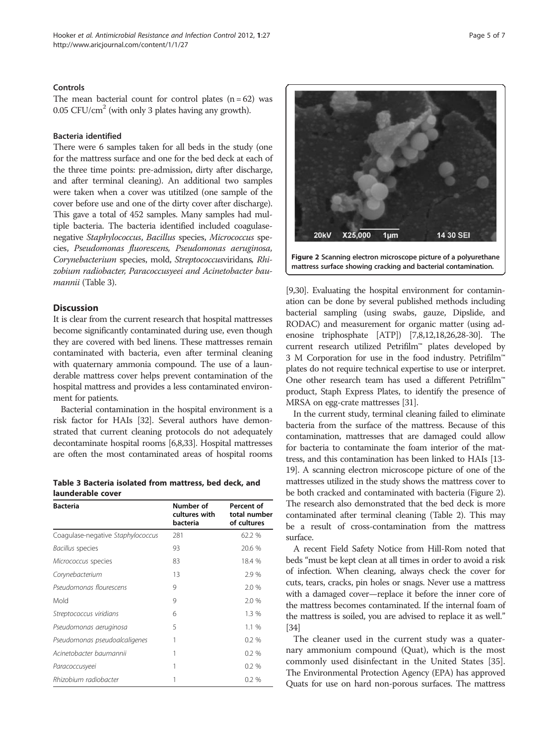### Controls

The mean bacterial count for control plates (n = 62) was 0.05 CFU/cm$^2$ (with only 3 plates having any growth).

### Bacteria identified

There were 6 samples taken for all beds in the study (one for the mattress surface and one for the bed deck at each of the three time points: pre-admission, dirty after discharge, and after terminal cleaning). An additional two samples were taken when a cover was utitilzed (one sample of the cover before use and one of the dirty cover after discharge). This gave a total of 452 samples. Many samples had multiple bacteria. The bacteria identified included coagulase-negative *Staphylococcus*, *Bacillus* species, *Micrococcus* species, *Pseudomonas fluorescens, Pseudomonas aeruginosa, Corynebacterium* species, mold, *Streptococcus*viridans*, Rhizobium radiobacter, Paracoccusyeei and Acinetobacter baumannii* (Table 3).

## Discussion

It is clear from the current research that hospital mattresses become significantly contaminated during use, even though they are covered with bed linens. These mattresses remain contaminated with bacteria, even after terminal cleaning with quaternary ammonia compound. The use of a launderable mattress cover helps prevent contamination of the hospital mattress and provides a less contaminated environment for patients.

Bacterial contamination in the hospital environment is a risk factor for HAIs [32]. Several authors have demonstrated that current cleaning protocols do not adequately decontaminate hospital rooms [6,8,33]. Hospital mattresses are often the most contaminated areas of hospital rooms [9,30]. Evaluating the hospital environment for contamination can be done by several published methods including bacterial sampling (using swabs, gauze, Dipslide, and RODAC) and measurement for organic matter (using adenosine triphosphate [ATP]) [7,8,12,18,26,28-30]. The current research utilized Petrifilm™ plates developed by 3 M Corporation for use in the food industry. Petrifilm™ plates do not require technical expertise to use or interpret. One other research team has used a different Petrifilm™ product, Staph Express Plates, to identify the presence of MRSA on egg-crate mattresses [31].

**Table 3 Bacteria isolated from mattress, bed deck, and launderable cover**

| Bacteria | Number of cultures with bacteria | Percent of total number of cultures |
|---|---|---|
| Coagulase-negative *Staphylococcus* | 281 | 62.2 % |
| *Bacillus* species | 93 | 20.6 % |
| *Micrococcus* species | 83 | 18.4 % |
| *Corynebacterium* | 13 | 2.9 % |
| *Pseudomonas flourescens* | 9 | 2.0 % |
| Mold | 9 | 2.0 % |
| *Streptococcus viridians* | 6 | 1.3 % |
| *Pseudomonas aeruginosa* | 5 | 1.1 % |
| *Pseudomonas pseudoalcaligenes* | 1 | 0.2 % |
| *Acinetobacter baumannii* | 1 | 0.2 % |
| *Paracoccusyeei* | 1 | 0.2 % |
| *Rhizobium radiobacter* | 1 | 0.2 % |

**Figure 2** Scanning electron microscope picture of a polyurethane mattress surface showing cracking and bacterial contamination.

In the current study, terminal cleaning failed to eliminate bacteria from the surface of the mattress. Because of this contamination, mattresses that are damaged could allow for bacteria to contaminate the foam interior of the mattress, and this contamination has been linked to HAIs [13-19]. A scanning electron microscope picture of one of the mattresses utilized in the study shows the mattress cover to be both cracked and contaminated with bacteria (Figure 2). The research also demonstrated that the bed deck is more contaminated after terminal cleaning (Table 2). This may be a result of cross-contamination from the mattress surface.

A recent Field Safety Notice from Hill-Rom noted that beds "must be kept clean at all times in order to avoid a risk of infection. When cleaning, always check the cover for cuts, tears, cracks, pin holes or snags. Never use a mattress with a damaged cover—replace it before the inner core of the mattress becomes contaminated. If the internal foam of the mattress is soiled, you are advised to replace it as well." [34]

The cleaner used in the current study was a quaternary ammonium compound (Quat), which is the most commonly used disinfectant in the United States [35]. The Environmental Protection Agency (EPA) has approved Quats for use on hard non-porous surfaces. The mattress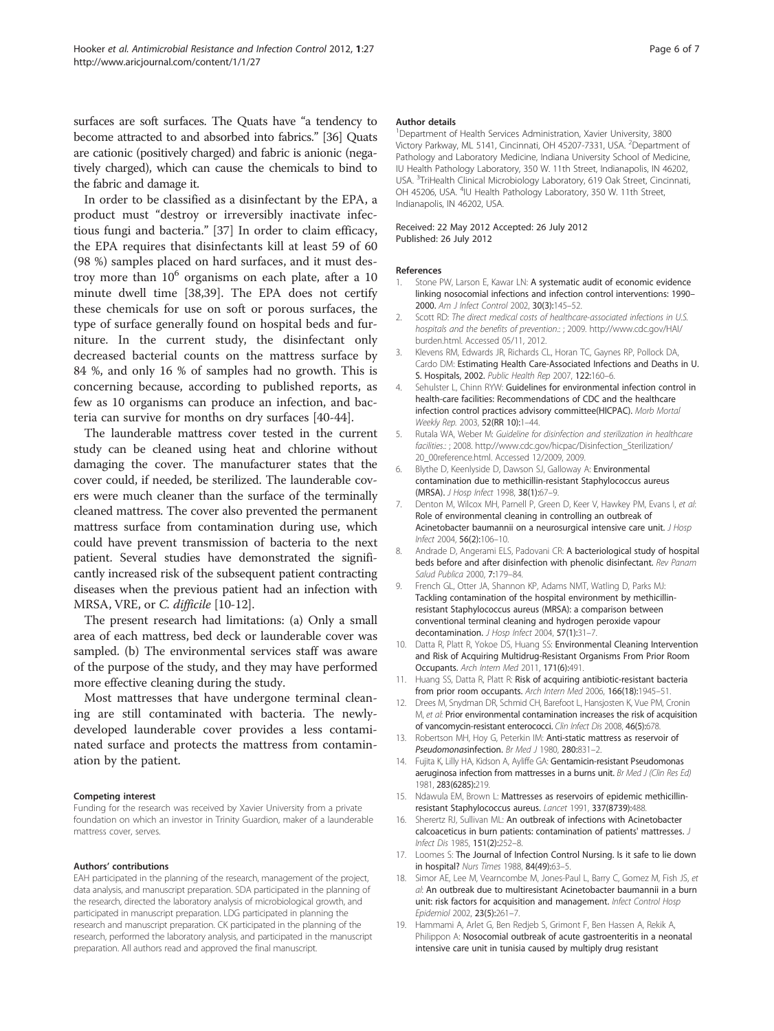surfaces are soft surfaces. The Quats have "a tendency to become attracted to and absorbed into fabrics." [36] Quats are cationic (positively charged) and fabric is anionic (negatively charged), which can cause the chemicals to bind to the fabric and damage it.

In order to be classified as a disinfectant by the EPA, a product must "destroy or irreversibly inactivate infectious fungi and bacteria." [37] In order to claim efficacy, the EPA requires that disinfectants kill at least 59 of 60 (98 %) samples placed on hard surfaces, and it must destroy more than $10^6$ organisms on each plate, after a 10 minute dwell time [38,39]. The EPA does not certify these chemicals for use on soft or porous surfaces, the type of surface generally found on hospital beds and furniture. In the current study, the disinfectant only decreased bacterial counts on the mattress surface by 84 %, and only 16 % of samples had no growth. This is concerning because, according to published reports, as few as 10 organisms can produce an infection, and bacteria can survive for months on dry surfaces [40-44].

The launderable mattress cover tested in the current study can be cleaned using heat and chlorine without damaging the cover. The manufacturer states that the cover could, if needed, be sterilized. The launderable covers were much cleaner than the surface of the terminally cleaned mattress. The cover also prevented the permanent mattress surface from contamination during use, which could have prevent transmission of bacteria to the next patient. Several studies have demonstrated the significantly increased risk of the subsequent patient contracting diseases when the previous patient had an infection with MRSA, VRE, or *C. difficile* [10-12].

The present research had limitations: (a) Only a small area of each mattress, bed deck or launderable cover was sampled. (b) The environmental services staff was aware of the purpose of the study, and they may have performed more effective cleaning during the study.

Most mattresses that have undergone terminal cleaning are still contaminated with bacteria. The newly-developed launderable cover provides a less contaminated surface and protects the mattress from contamination by the patient.

#### Competing interest

Funding for the research was received by Xavier University from a private foundation on which an investor in Trinity Guardion, maker of a launderable mattress cover, serves.

#### Authors' contributions

EAH participated in the planning of the research, management of the project, data analysis, and manuscript preparation. SDA participated in the planning of the research, directed the laboratory analysis of microbiological growth, and participated in manuscript preparation. LDG participated in planning the research and manuscript preparation. CK participated in the planning of the research, performed the laboratory analysis, and participated in the manuscript preparation. All authors read and approved the final manuscript.

#### Author details

[1]Department of Health Services Administration, Xavier University, 3800 Victory Parkway, ML 5141, Cincinnati, OH 45207-7331, USA. [2]Department of Pathology and Laboratory Medicine, Indiana University School of Medicine, IU Health Pathology Laboratory, 350 W. 11th Street, Indianapolis, IN 46202, USA. [3]TriHealth Clinical Microbiology Laboratory, 619 Oak Street, Cincinnati, OH 45206, USA. [4]IU Health Pathology Laboratory, 350 W. 11th Street, Indianapolis, IN 46202, USA.

Received: 22 May 2012 Accepted: 26 July 2012
Published: 26 July 2012

#### References

1. Stone PW, Larson E, Kawar LN: **A systematic audit of economic evidence linking nosocomial infections and infection control interventions: 1990–2000.** *Am J Infect Control* 2002, **30**(3):145–52.
2. Scott RD: *The direct medical costs of healthcare-associated infections in U.S. hospitals and the benefits of prevention.:* ; 2009. http://www.cdc.gov/HAI/burden.html. Accessed 05/11, 2012.
3. Klevens RM, Edwards JR, Richards CL, Horan TC, Gaynes RP, Pollock DA, Cardo DM: **Estimating Health Care-Associated Infections and Deaths in U. S. Hospitals, 2002.** *Public Health Rep* 2007, **122**:160–6.
4. Sehulster L, Chinn RYW: **Guidelines for environmental infection control in health-care facilities: Recommendations of CDC and the healthcare infection control practices advisory committee(HICPAC).** *Morb Mortal Weekly Rep.* 2003, **52(RR 10)**:1–44.
5. Rutala WA, Weber M: *Guideline for disinfection and sterilization in healthcare facilities.:* ; 2008. http://www.cdc.gov/hicpac/Disinfection_Sterilization/20_00reference.html. Accessed 12/2009, 2009.
6. Blythe D, Keenlyside D, Dawson SJ, Galloway A: **Environmental contamination due to methicillin-resistant Staphylococcus aureus (MRSA).** *J Hosp Infect* 1998, **38**(1):67–9.
7. Denton M, Wilcox MH, Parnell P, Green D, Keer V, Hawkey PM, Evans I, *et al*: **Role of environmental cleaning in controlling an outbreak of Acinetobacter baumannii on a neurosurgical intensive care unit.** *J Hosp Infect* 2004, **56**(2):106–10.
8. Andrade D, Angerami ELS, Padovani CR: **A bacteriological study of hospital beds before and after disinfection with phenolic disinfectant.** *Rev Panam Salud Publica* 2000, **7**:179–84.
9. French GL, Otter JA, Shannon KP, Adams NMT, Watling D, Parks MJ: **Tackling contamination of the hospital environment by methicillin-resistant Staphylococcus aureus (MRSA): a comparison between conventional terminal cleaning and hydrogen peroxide vapour decontamination.** *J Hosp Infect* 2004, **57**(1):31–7.
10. Datta R, Platt R, Yokoe DS, Huang SS: **Environmental Cleaning Intervention and Risk of Acquiring Multidrug-Resistant Organisms From Prior Room Occupants.** *Arch Intern Med* 2011, **171**(6):491.
11. Huang SS, Datta R, Platt R: **Risk of acquiring antibiotic-resistant bacteria from prior room occupants.** *Arch Intern Med* 2006, **166**(18):1945–51.
12. Drees M, Snydman DR, Schmid CH, Barefoot L, Hansjosten K, Vue PM, Cronin M, *et al*: **Prior environmental contamination increases the risk of acquisition of vancomycin-resistant enterococci.** *Clin Infect Dis* 2008, **46**(5):678.
13. Robertson MH, Hoy G, Peterkin IM: **Anti-static mattress as reservoir of *Pseudomonas*infection.** *Br Med J* 1980, **280**:831–2.
14. Fujita K, Lilly HA, Kidson A, Ayliffe GA: **Gentamicin-resistant Pseudomonas aeruginosa infection from mattresses in a burns unit.** *Br Med J (Clin Res Ed)* 1981, **283**(6285):219.
15. Ndawula EM, Brown L: **Mattresses as reservoirs of epidemic methicillin-resistant Staphylococcus aureus.** *Lancet* 1991, **337**(8739):488.
16. Sherertz RJ, Sullivan ML: **An outbreak of infections with Acinetobacter calcoaceticus in burn patients: contamination of patients' mattresses.** *J Infect Dis* 1985, **151**(2):252–8.
17. Loomes S: **The Journal of Infection Control Nursing. Is it safe to lie down in hospital?** *Nurs Times* 1988, **84**(49):63–5.
18. Simor AE, Lee M, Vearncombe M, Jones-Paul L, Barry C, Gomez M, Fish JS, *et al*: **An outbreak due to multiresistant Acinetobacter baumannii in a burn unit: risk factors for acquisition and management.** *Infect Control Hosp Epidemiol* 2002, **23**(5):261–7.
19. Hammami A, Arlet G, Ben Redjeb S, Grimont F, Ben Hassen A, Rekik A, Philippon A: **Nosocomial outbreak of acute gastroenteritis in a neonatal intensive care unit in tunisia caused by multiply drug resistant**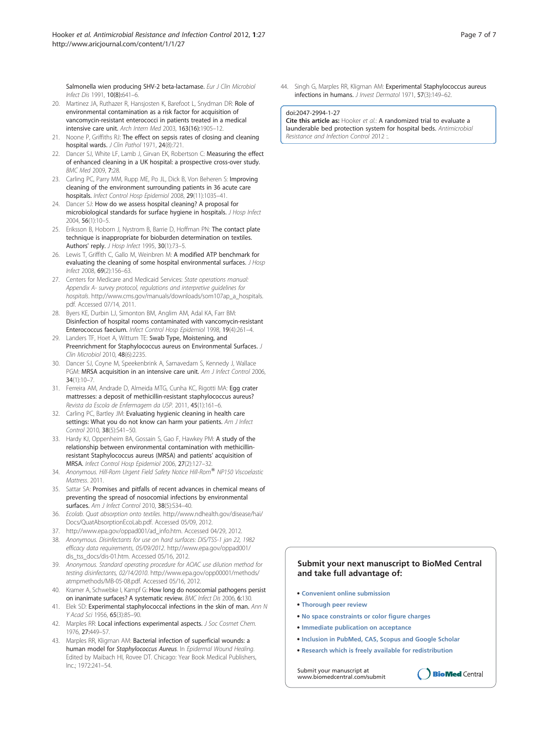Salmonella wien producing SHV-2 beta-lactamase. *Eur J Clin Microbiol Infect Dis* 1991, **10**(8):641–6.

20. Martinez JA, Ruthazer R, Hansjosten K, Barefoot L, Snydman DR: **Role of environmental contamination as a risk factor for acquisition of vancomycin-resistant enterococci in patients treated in a medical intensive care unit.** *Arch Intern Med* 2003, **163**(16):1905–12.
21. Noone P, Griffiths RJ: **The effect on sepsis rates of closing and cleaning hospital wards.** *J Clin Pathol* 1971, **24**(8):721.
22. Dancer SJ, White LF, Lamb J, Girvan EK, Robertson C: **Measuring the effect of enhanced cleaning in a UK hospital: a prospective cross-over study.** *BMC Med* 2009, **7**:28.
23. Carling PC, Parry MM, Rupp ME, Po JL, Dick B, Von Beheren S: **Improving cleaning of the environment surrounding patients in 36 acute care hospitals.** *Infect Control Hosp Epidemiol* 2008, **29**(11):1035–41.
24. Dancer SJ: **How do we assess hospital cleaning? A proposal for microbiological standards for surface hygiene in hospitals.** *J Hosp Infect* 2004, **56**(1):10–5.
25. Eriksson B, Hoborn J, Nystrom B, Barrie D, Hoffman PN: **The contact plate technique is inappropriate for bioburden determination on textiles. Authors' reply.** *J Hosp Infect* 1995, **30**(1):73–5.
26. Lewis T, Griffith C, Gallo M, Weinbren M: **A modified ATP benchmark for evaluating the cleaning of some hospital environmental surfaces.** *J Hosp Infect* 2008, **69**(2):156–63.
27. Centers for Medicare and Medicaid Services: *State operations manual: Appendix A- survey protocol, regulations and interpretive guidelines for hospitals*. http://www.cms.gov/manuals/downloads/som107ap_a_hospitals.pdf. Accessed 07/14, 2011.
28. Byers KE, Durbin LJ, Simonton BM, Anglim AM, Adal KA, Farr BM: **Disinfection of hospital rooms contaminated with vancomycin-resistant Enterococcus faecium.** *Infect Control Hosp Epidemiol* 1998, **19**(4):261–4.
29. Landers TF, Hoet A, Wittum TE: **Swab Type, Moistening, and Preenrichment for Staphylococcus aureus on Environmental Surfaces.** *J Clin Microbiol* 2010, **48**(6):2235.
30. Dancer SJ, Coyne M, Speekenbrink A, Samavedam S, Kennedy J, Wallace PGM: **MRSA acquisition in an intensive care unit.** *Am J Infect Control* 2006, **34**(1):10–7.
31. Ferreira AM, Andrade D, Almeida MTG, Cunha KC, Rigotti MA: **Egg crater mattresses: a deposit of methicillin-resistant staphylococcus aureus?** *Revista da Escola de Enfermagem da USP.* 2011, **45**(1):161–6.
32. Carling PC, Bartley JM: **Evaluating hygienic cleaning in health care settings: What you do not know can harm your patients.** *Am J Infect Control* 2010, **38**(5):S41–50.
33. Hardy KJ, Oppenheim BA, Gossain S, Gao F, Hawkey PM: **A study of the relationship between environmental contamination with methicillin-resistant Staphylococcus aureus (MRSA) and patients' acquisition of MRSA.** *Infect Control Hosp Epidemiol* 2006, **27**(2):127–32.
34. *Anonymous. Hill-Rom Urgent Field Safety Notice Hill-Rom® NP150 Viscoelastic Mattress*. 2011.
35. Sattar SA: **Promises and pitfalls of recent advances in chemical means of preventing the spread of nosocomial infections by environmental surfaces.** *Am J Infect Control* 2010, **38**(5):S34–40.
36. *Ecolab. Quat absorption onto textiles*. http://www.ndhealth.gov/disease/hai/Docs/QuatAbsorptionEcoLab.pdf. Accessed 05/09, 2012.
37. http://www.epa.gov/oppad001/ad_info.htm. Accessed 04/29, 2012.
38. *Anonymous. Disinfectants for use on hard surfaces: DIS/TSS-1 jan 22, 1982 efficacy data requirements, 05/09/2012*. http://www.epa.gov/oppad001/dis_tss_docs/dis-01.htm. Accessed 05/16, 2012.
39. *Anonymous. Standard operating procedure for AOAC use dilution method for testing disinfectants, 02/14/2010*. http://www.epa.gov/opp00001/methods/atmpmethods/MB-05-08.pdf. Accessed 05/16, 2012.
40. Kramer A, Schwebke I, Kampf G: **How long do nosocomial pathogens persist on inanimate surfaces? A systematic review.** *BMC Infect Dis* 2006, **6**:130.
41. Elek SD: **Experimental staphylococcal infections in the skin of man.** *Ann N Y Acad Sci* 1956, **65**(3):85–90.
42. Marples RR: **Local infections experimental aspects.** *J Soc Cosmet Chem.* 1976, **27**:449–57.
43. Marples RR, Kligman AM: **Bacterial infection of superficial wounds: a human model for *Staphylococcus Aureus*.** In *Epidermal Wound Healing*. Edited by Maibach HI, Rovee DT. Chicago: Year Book Medical Publishers, Inc.; 1972:241–54.
44. Singh G, Marples RR, Kligman AM: **Experimental Staphylococcus aureus infections in humans.** *J Invest Dermatol* 1971, **57**(3):149–62.

doi:2047-2994-1-27

**Cite this article as:** Hooker *et al.*: A randomized trial to evaluate a launderable bed protection system for hospital beds. *Antimicrobial Resistance and Infection Control* 2012 :.